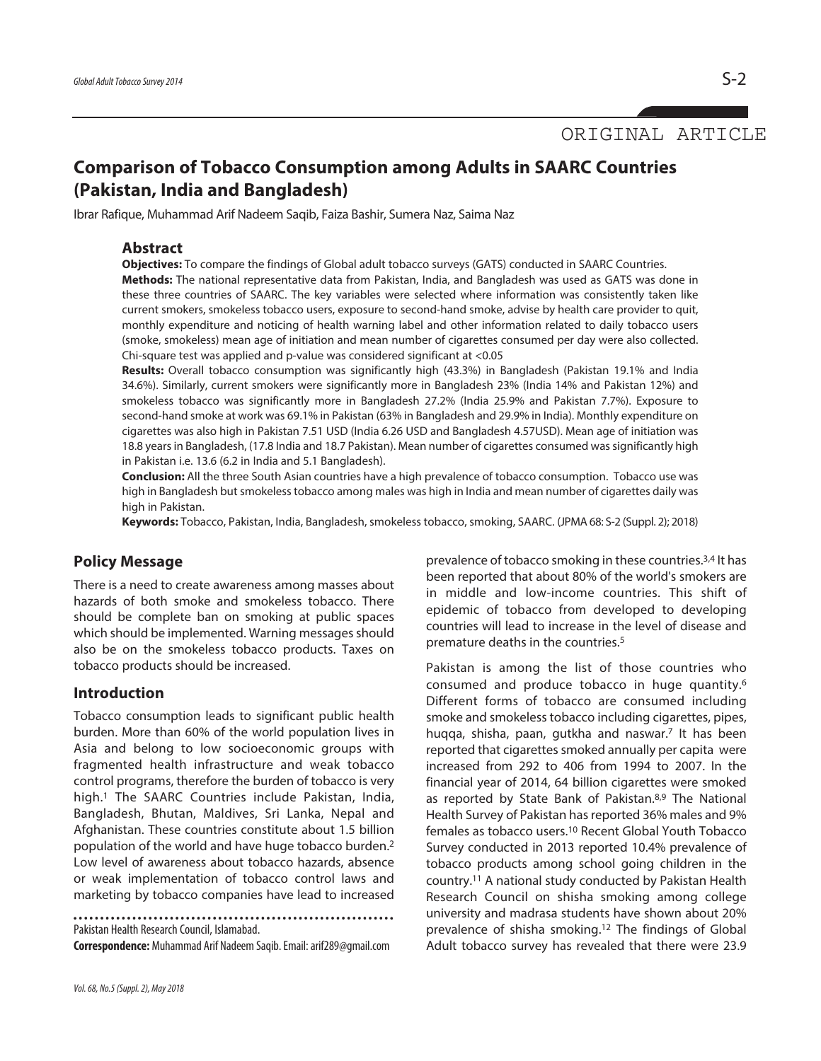ORIGINAL ARTICLE

# Comparison of Tobacco Consumption among Adults in SAARC Countries (Pakistan, India and Bangladesh)

Ibrar Rafique, Muhammad Arif Nadeem Saqib, Faiza Bashir, Sumera Naz, Saima Naz

## Abstract

**Objectives:** To compare the findings of Global adult tobacco surveys (GATS) conducted in SAARC Countries.

**Methods:** The national representative data from Pakistan, India, and Bangladesh was used as GATS was done in these three countries of SAARC. The key variables were selected where information was consistently taken like current smokers, smokeless tobacco users, exposure to second-hand smoke, advise by health care provider to quit, monthly expenditure and noticing of health warning label and other information related to daily tobacco users (smoke, smokeless) mean age of initiation and mean number of cigarettes consumed per day were also collected. Chi-square test was applied and p-value was considered significant at <0.05

**Results:** Overall tobacco consumption was significantly high (43.3%) in Bangladesh (Pakistan 19.1% and India 34.6%). Similarly, current smokers were significantly more in Bangladesh 23% (India 14% and Pakistan 12%) and smokeless tobacco was significantly more in Bangladesh 27.2% (India 25.9% and Pakistan 7.7%). Exposure to second-hand smoke at work was 69.1% in Pakistan (63% in Bangladesh and 29.9% in India). Monthly expenditure on cigarettes was also high in Pakistan 7.51 USD (India 6.26 USD and Bangladesh 4.57USD). Mean age of initiation was 18.8 years in Bangladesh, (17.8 India and 18.7 Pakistan). Mean number of cigarettes consumed was significantly high in Pakistan i.e. 13.6 (6.2 in India and 5.1 Bangladesh).

**Conclusion:** All the three South Asian countries have a high prevalence of tobacco consumption. Tobacco use was high in Bangladesh but smokeless tobacco among males was high in India and mean number of cigarettes daily was high in Pakistan.

**Keywords:** Tobacco, Pakistan, India, Bangladesh, smokeless tobacco, smoking, SAARC. (JPMA 68: S-2 (Suppl. 2); 2018)

## Policy Message

There is a need to create awareness among masses about hazards of both smoke and smokeless tobacco. There should be complete ban on smoking at public spaces which should be implemented. Warning messages should also be on the smokeless tobacco products. Taxes on tobacco products should be increased.

## Introduction

Tobacco consumption leads to significant public health burden. More than 60% of the world population lives in Asia and belong to low socioeconomic groups with fragmented health infrastructure and weak tobacco control programs, therefore the burden of tobacco is very high.[1] The SAARC Countries include Pakistan, India, Bangladesh, Bhutan, Maldives, Sri Lanka, Nepal and Afghanistan. These countries constitute about 1.5 billion population of the world and have huge tobacco burden.[2] Low level of awareness about tobacco hazards, absence or weak implementation of tobacco control laws and marketing by tobacco companies have lead to increased prevalence of tobacco smoking in these countries.[3,4] It has been reported that about 80% of the world's smokers are in middle and low-income countries. This shift of epidemic of tobacco from developed to developing countries will lead to increase in the level of disease and premature deaths in the countries.[5]

Pakistan is among the list of those countries who consumed and produce tobacco in huge quantity.[6] Different forms of tobacco are consumed including smoke and smokeless tobacco including cigarettes, pipes, huqqa, shisha, paan, gutkha and naswar.[7] It has been reported that cigarettes smoked annually per capita were increased from 292 to 406 from 1994 to 2007. In the financial year of 2014, 64 billion cigarettes were smoked as reported by State Bank of Pakistan.[8,9] The National Health Survey of Pakistan has reported 36% males and 9% females as tobacco users.[10] Recent Global Youth Tobacco Survey conducted in 2013 reported 10.4% prevalence of tobacco products among school going children in the country.[11] A national study conducted by Pakistan Health Research Council on shisha smoking among college university and madrasa students have shown about 20% prevalence of shisha smoking.[12] The findings of Global Adult tobacco survey has revealed that there were 23.9

Pakistan Health Research Council, Islamabad.

**Correspondence:** Muhammad Arif Nadeem Saqib. Email: arif289@gmail.com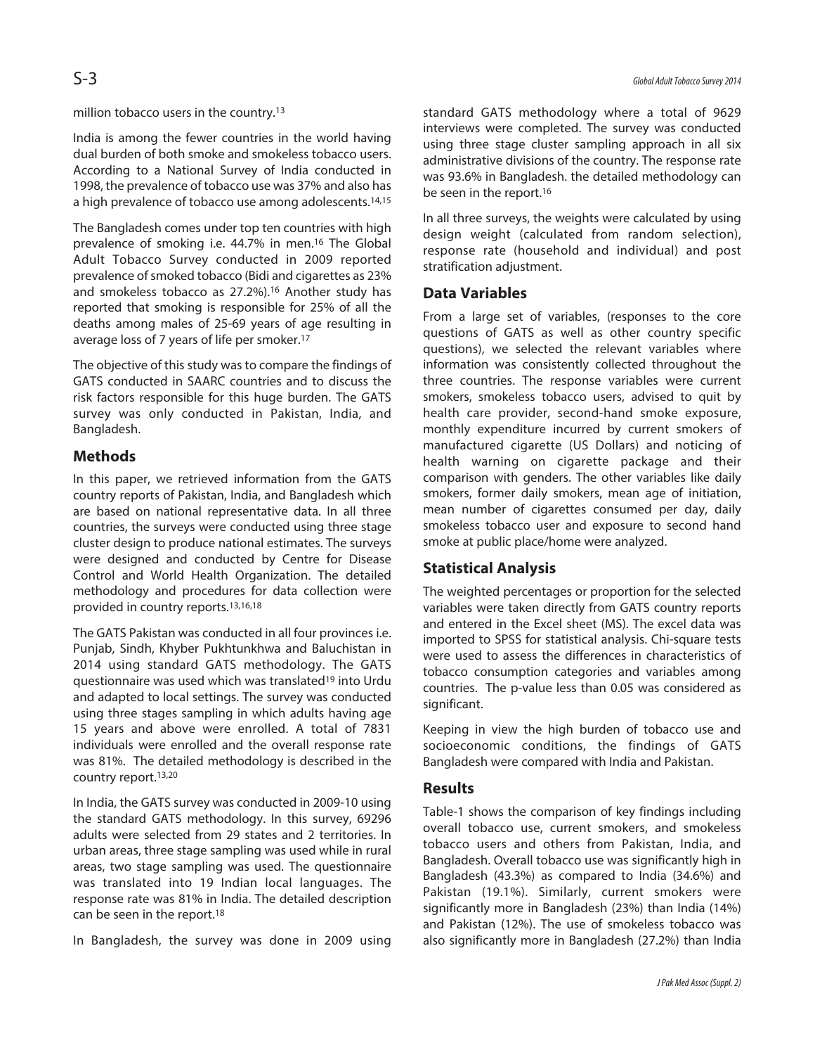million tobacco users in the country.[13]

India is among the fewer countries in the world having dual burden of both smoke and smokeless tobacco users. According to a National Survey of India conducted in 1998, the prevalence of tobacco use was 37% and also has a high prevalence of tobacco use among adolescents.[14,15]

The Bangladesh comes under top ten countries with high prevalence of smoking i.e. 44.7% in men.[16] The Global Adult Tobacco Survey conducted in 2009 reported prevalence of smoked tobacco (Bidi and cigarettes as 23% and smokeless tobacco as 27.2%).[16] Another study has reported that smoking is responsible for 25% of all the deaths among males of 25-69 years of age resulting in average loss of 7 years of life per smoker.[17]

The objective of this study was to compare the findings of GATS conducted in SAARC countries and to discuss the risk factors responsible for this huge burden. The GATS survey was only conducted in Pakistan, India, and Bangladesh.

## Methods

In this paper, we retrieved information from the GATS country reports of Pakistan, India, and Bangladesh which are based on national representative data. In all three countries, the surveys were conducted using three stage cluster design to produce national estimates. The surveys were designed and conducted by Centre for Disease Control and World Health Organization. The detailed methodology and procedures for data collection were provided in country reports.[13,16,18]

The GATS Pakistan was conducted in all four provinces i.e. Punjab, Sindh, Khyber Pukhtunkhwa and Baluchistan in 2014 using standard GATS methodology. The GATS questionnaire was used which was translated[19] into Urdu and adapted to local settings. The survey was conducted using three stages sampling in which adults having age 15 years and above were enrolled. A total of 7831 individuals were enrolled and the overall response rate was 81%. The detailed methodology is described in the country report.[13,20]

In India, the GATS survey was conducted in 2009-10 using the standard GATS methodology. In this survey, 69296 adults were selected from 29 states and 2 territories. In urban areas, three stage sampling was used while in rural areas, two stage sampling was used. The questionnaire was translated into 19 Indian local languages. The response rate was 81% in India. The detailed description can be seen in the report.[18]

In Bangladesh, the survey was done in 2009 using standard GATS methodology where a total of 9629 interviews were completed. The survey was conducted using three stage cluster sampling approach in all six administrative divisions of the country. The response rate was 93.6% in Bangladesh. the detailed methodology can be seen in the report.[16]

In all three surveys, the weights were calculated by using design weight (calculated from random selection), response rate (household and individual) and post stratification adjustment.

## Data Variables

From a large set of variables, (responses to the core questions of GATS as well as other country specific questions), we selected the relevant variables where information was consistently collected throughout the three countries. The response variables were current smokers, smokeless tobacco users, advised to quit by health care provider, second-hand smoke exposure, monthly expenditure incurred by current smokers of manufactured cigarette (US Dollars) and noticing of health warning on cigarette package and their comparison with genders. The other variables like daily smokers, former daily smokers, mean age of initiation, mean number of cigarettes consumed per day, daily smokeless tobacco user and exposure to second hand smoke at public place/home were analyzed.

## Statistical Analysis

The weighted percentages or proportion for the selected variables were taken directly from GATS country reports and entered in the Excel sheet (MS). The excel data was imported to SPSS for statistical analysis. Chi-square tests were used to assess the differences in characteristics of tobacco consumption categories and variables among countries. The p-value less than 0.05 was considered as significant.

Keeping in view the high burden of tobacco use and socioeconomic conditions, the findings of GATS Bangladesh were compared with India and Pakistan.

## Results

Table-1 shows the comparison of key findings including overall tobacco use, current smokers, and smokeless tobacco users and others from Pakistan, India, and Bangladesh. Overall tobacco use was significantly high in Bangladesh (43.3%) as compared to India (34.6%) and Pakistan (19.1%). Similarly, current smokers were significantly more in Bangladesh (23%) than India (14%) and Pakistan (12%). The use of smokeless tobacco was also significantly more in Bangladesh (27.2%) than India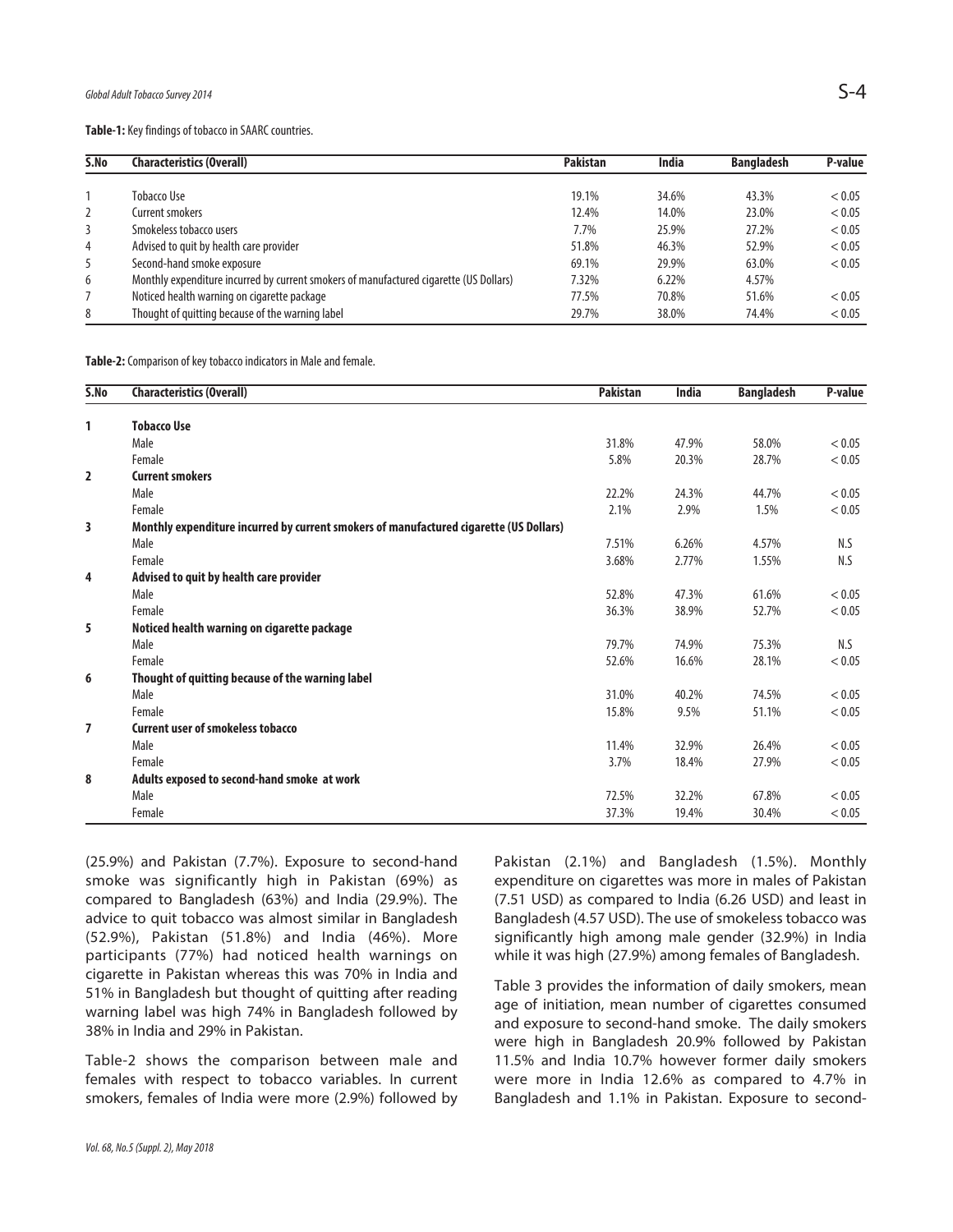**Table-1:** Key findings of tobacco in SAARC countries.

| S.No | Characteristics (Overall) | Pakistan | India | Bangladesh | P-value |
|---|---|---|---|---|---|
| 1 | Tobacco Use | 19.1% | 34.6% | 43.3% | < 0.05 |
| 2 | Current smokers | 12.4% | 14.0% | 23.0% | < 0.05 |
| 3 | Smokeless tobacco users | 7.7% | 25.9% | 27.2% | < 0.05 |
| 4 | Advised to quit by health care provider | 51.8% | 46.3% | 52.9% | < 0.05 |
| 5 | Second-hand smoke exposure | 69.1% | 29.9% | 63.0% | < 0.05 |
| 6 | Monthly expenditure incurred by current smokers of manufactured cigarette (US Dollars) | 7.32% | 6.22% | 4.57% | |
| 7 | Noticed health warning on cigarette package | 77.5% | 70.8% | 51.6% | < 0.05 |
| 8 | Thought of quitting because of the warning label | 29.7% | 38.0% | 74.4% | < 0.05 |

**Table-2:** Comparison of key tobacco indicators in Male and female.

| S.No | Characteristics (Overall) | Pakistan | India | Bangladesh | P-value |
|---|---|---|---|---|---|
| **1** | **Tobacco Use** | | | | |
| | Male | 31.8% | 47.9% | 58.0% | < 0.05 |
| | Female | 5.8% | 20.3% | 28.7% | < 0.05 |
| **2** | **Current smokers** | | | | |
| | Male | 22.2% | 24.3% | 44.7% | < 0.05 |
| | Female | 2.1% | 2.9% | 1.5% | < 0.05 |
| **3** | **Monthly expenditure incurred by current smokers of manufactured cigarette (US Dollars)** | | | | |
| | Male | 7.51% | 6.26% | 4.57% | N.S |
| | Female | 3.68% | 2.77% | 1.55% | N.S |
| **4** | **Advised to quit by health care provider** | | | | |
| | Male | 52.8% | 47.3% | 61.6% | < 0.05 |
| | Female | 36.3% | 38.9% | 52.7% | < 0.05 |
| **5** | **Noticed health warning on cigarette package** | | | | |
| | Male | 79.7% | 74.9% | 75.3% | N.S |
| | Female | 52.6% | 16.6% | 28.1% | < 0.05 |
| **6** | **Thought of quitting because of the warning label** | | | | |
| | Male | 31.0% | 40.2% | 74.5% | < 0.05 |
| | Female | 15.8% | 9.5% | 51.1% | < 0.05 |
| **7** | **Current user of smokeless tobacco** | | | | |
| | Male | 11.4% | 32.9% | 26.4% | < 0.05 |
| | Female | 3.7% | 18.4% | 27.9% | < 0.05 |
| **8** | **Adults exposed to second-hand smoke at work** | | | | |
| | Male | 72.5% | 32.2% | 67.8% | < 0.05 |
| | Female | 37.3% | 19.4% | 30.4% | < 0.05 |

(25.9%) and Pakistan (7.7%). Exposure to second-hand smoke was significantly high in Pakistan (69%) as compared to Bangladesh (63%) and India (29.9%). The advice to quit tobacco was almost similar in Bangladesh (52.9%), Pakistan (51.8%) and India (46%). More participants (77%) had noticed health warnings on cigarette in Pakistan whereas this was 70% in India and 51% in Bangladesh but thought of quitting after reading warning label was high 74% in Bangladesh followed by 38% in India and 29% in Pakistan.

Table-2 shows the comparison between male and females with respect to tobacco variables. In current smokers, females of India were more (2.9%) followed by Pakistan (2.1%) and Bangladesh (1.5%). Monthly expenditure on cigarettes was more in males of Pakistan (7.51 USD) as compared to India (6.26 USD) and least in Bangladesh (4.57 USD). The use of smokeless tobacco was significantly high among male gender (32.9%) in India while it was high (27.9%) among females of Bangladesh.

Table 3 provides the information of daily smokers, mean age of initiation, mean number of cigarettes consumed and exposure to second-hand smoke. The daily smokers were high in Bangladesh 20.9% followed by Pakistan 11.5% and India 10.7% however former daily smokers were more in India 12.6% as compared to 4.7% in Bangladesh and 1.1% in Pakistan. Exposure to second-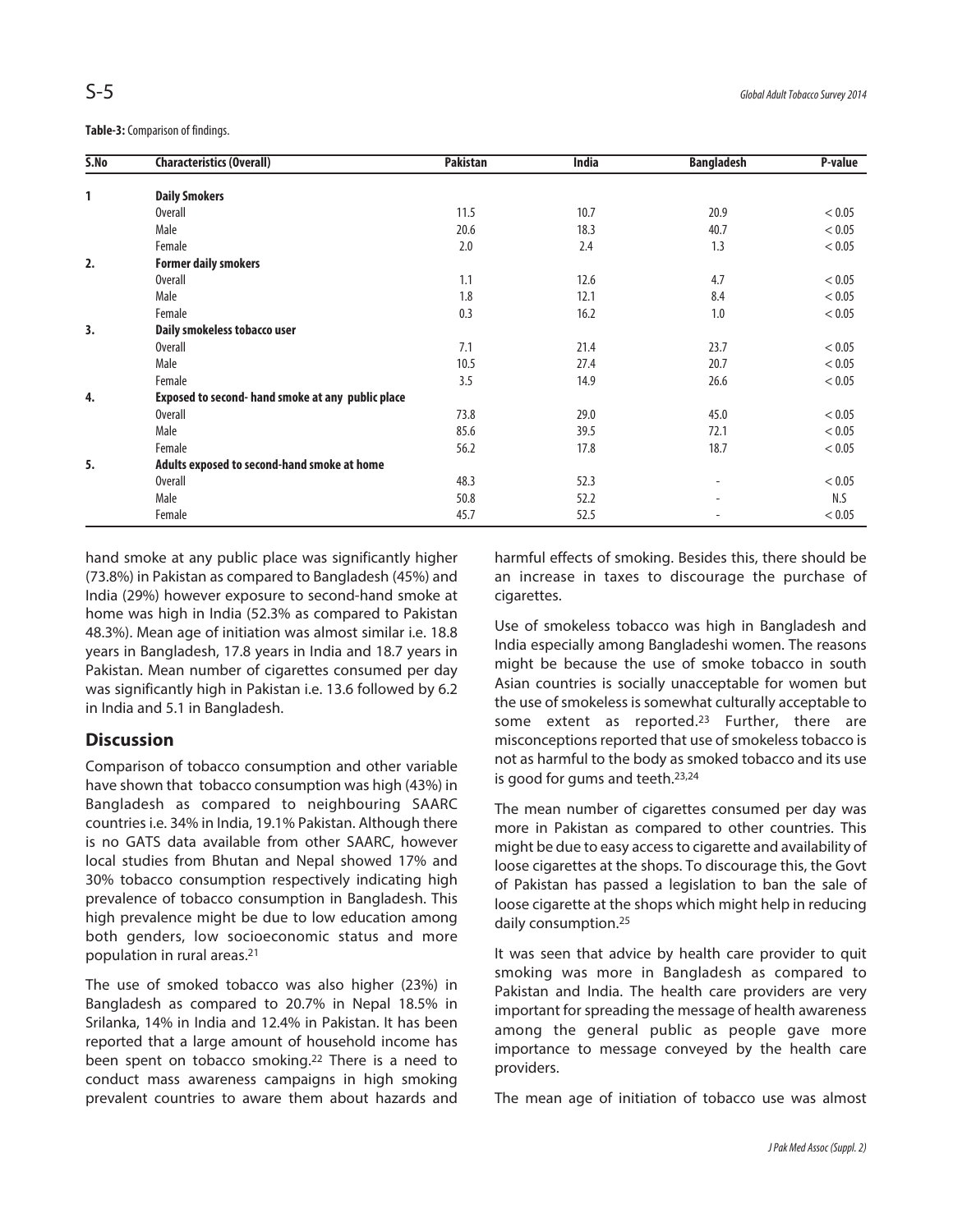**Table-3:** Comparison of findings.

| S.No | Characteristics (Overall) | Pakistan | India | Bangladesh | P-value |
|---|---|---|---|---|---|
| 1 | **Daily Smokers** | | | | |
| | Overall | 11.5 | 10.7 | 20.9 | < 0.05 |
| | Male | 20.6 | 18.3 | 40.7 | < 0.05 |
| | Female | 2.0 | 2.4 | 1.3 | < 0.05 |
| 2. | **Former daily smokers** | | | | |
| | Overall | 1.1 | 12.6 | 4.7 | < 0.05 |
| | Male | 1.8 | 12.1 | 8.4 | < 0.05 |
| | Female | 0.3 | 16.2 | 1.0 | < 0.05 |
| 3. | **Daily smokeless tobacco user** | | | | |
| | Overall | 7.1 | 21.4 | 23.7 | < 0.05 |
| | Male | 10.5 | 27.4 | 20.7 | < 0.05 |
| | Female | 3.5 | 14.9 | 26.6 | < 0.05 |
| 4. | **Exposed to second- hand smoke at any public place** | | | | |
| | Overall | 73.8 | 29.0 | 45.0 | < 0.05 |
| | Male | 85.6 | 39.5 | 72.1 | < 0.05 |
| | Female | 56.2 | 17.8 | 18.7 | < 0.05 |
| 5. | **Adults exposed to second-hand smoke at home** | | | | |
| | Overall | 48.3 | 52.3 | - | < 0.05 |
| | Male | 50.8 | 52.2 | - | N.S |
| | Female | 45.7 | 52.5 | - | < 0.05 |

hand smoke at any public place was significantly higher (73.8%) in Pakistan as compared to Bangladesh (45%) and India (29%) however exposure to second-hand smoke at home was high in India (52.3% as compared to Pakistan 48.3%). Mean age of initiation was almost similar i.e. 18.8 years in Bangladesh, 17.8 years in India and 18.7 years in Pakistan. Mean number of cigarettes consumed per day was significantly high in Pakistan i.e. 13.6 followed by 6.2 in India and 5.1 in Bangladesh.

## Discussion

Comparison of tobacco consumption and other variable have shown that tobacco consumption was high (43%) in Bangladesh as compared to neighbouring SAARC countries i.e. 34% in India, 19.1% Pakistan. Although there is no GATS data available from other SAARC, however local studies from Bhutan and Nepal showed 17% and 30% tobacco consumption respectively indicating high prevalence of tobacco consumption in Bangladesh. This high prevalence might be due to low education among both genders, low socioeconomic status and more population in rural areas.[21]

The use of smoked tobacco was also higher (23%) in Bangladesh as compared to 20.7% in Nepal 18.5% in Srilanka, 14% in India and 12.4% in Pakistan. It has been reported that a large amount of household income has been spent on tobacco smoking.[22] There is a need to conduct mass awareness campaigns in high smoking prevalent countries to aware them about hazards and harmful effects of smoking. Besides this, there should be an increase in taxes to discourage the purchase of cigarettes.

Use of smokeless tobacco was high in Bangladesh and India especially among Bangladeshi women. The reasons might be because the use of smoke tobacco in south Asian countries is socially unacceptable for women but the use of smokeless is somewhat culturally acceptable to some extent as reported.[23] Further, there are misconceptions reported that use of smokeless tobacco is not as harmful to the body as smoked tobacco and its use is good for gums and teeth.[23,24]

The mean number of cigarettes consumed per day was more in Pakistan as compared to other countries. This might be due to easy access to cigarette and availability of loose cigarettes at the shops. To discourage this, the Govt of Pakistan has passed a legislation to ban the sale of loose cigarette at the shops which might help in reducing daily consumption.[25]

It was seen that advice by health care provider to quit smoking was more in Bangladesh as compared to Pakistan and India. The health care providers are very important for spreading the message of health awareness among the general public as people gave more importance to message conveyed by the health care providers.

The mean age of initiation of tobacco use was almost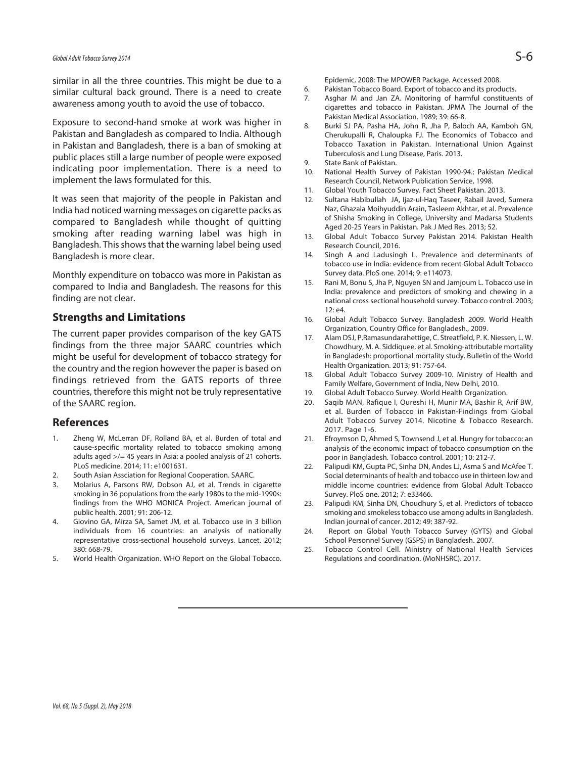similar in all the three countries. This might be due to a similar cultural back ground. There is a need to create awareness among youth to avoid the use of tobacco.

Exposure to second-hand smoke at work was higher in Pakistan and Bangladesh as compared to India. Although in Pakistan and Bangladesh, there is a ban of smoking at public places still a large number of people were exposed indicating poor implementation. There is a need to implement the laws formulated for this.

It was seen that majority of the people in Pakistan and India had noticed warning messages on cigarette packs as compared to Bangladesh while thought of quitting smoking after reading warning label was high in Bangladesh. This shows that the warning label being used Bangladesh is more clear.

Monthly expenditure on tobacco was more in Pakistan as compared to India and Bangladesh. The reasons for this finding are not clear.

## Strengths and Limitations

The current paper provides comparison of the key GATS findings from the three major SAARC countries which might be useful for development of tobacco strategy for the country and the region however the paper is based on findings retrieved from the GATS reports of three countries, therefore this might not be truly representative of the SAARC region.

## References

1. Zheng W, McLerran DF, Rolland BA, et al. Burden of total and cause-specific mortality related to tobacco smoking among adults aged >/= 45 years in Asia: a pooled analysis of 21 cohorts. PLoS medicine. 2014; 11: e1001631.
2. South Asian Assciation for Regional Cooperation. SAARC.
3. Molarius A, Parsons RW, Dobson AJ, et al. Trends in cigarette smoking in 36 populations from the early 1980s to the mid-1990s: findings from the WHO MONICA Project. American journal of public health. 2001; 91: 206-12.
4. Giovino GA, Mirza SA, Samet JM, et al. Tobacco use in 3 billion individuals from 16 countries: an analysis of nationally representative cross-sectional household surveys. Lancet. 2012; 380: 668-79.
5. World Health Organization. WHO Report on the Global Tobacco. Epidemic, 2008: The MPOWER Package. Accessed 2008.
6. Pakistan Tobacco Board. Export of tobacco and its products.
7. Asghar M and Jan ZA. Monitoring of harmful constituents of cigarettes and tobacco in Pakistan. JPMA The Journal of the Pakistan Medical Association. 1989; 39: 66-8.
8. Burki SJ PA, Pasha HA, John R, Jha P, Baloch AA, Kamboh GN, Cherukupalli R, Chaloupka FJ. The Economics of Tobacco and Tobacco Taxation in Pakistan. International Union Against Tuberculosis and Lung Disease, Paris. 2013.
9. State Bank of Pakistan.
10. National Health Survey of Pakistan 1990-94.: Pakistan Medical Research Council, Network Publication Service, 1998.
11. Global Youth Tobacco Survey. Fact Sheet Pakistan. 2013.
12. Sultana Habibullah JA, Ijaz-ul-Haq Taseer, Rabail Javed, Sumera Naz, Ghazala Moihyuddin Arain, Tasleem Akhtar, et al. Prevalence of Shisha Smoking in College, University and Madarsa Students Aged 20-25 Years in Pakistan. Pak J Med Res. 2013; 52.
13. Global Adult Tobacco Survey Pakistan 2014. Pakistan Health Research Council, 2016.
14. Singh A and Ladusingh L. Prevalence and determinants of tobacco use in India: evidence from recent Global Adult Tobacco Survey data. PloS one. 2014; 9: e114073.
15. Rani M, Bonu S, Jha P, Nguyen SN and Jamjoum L. Tobacco use in India: prevalence and predictors of smoking and chewing in a national cross sectional household survey. Tobacco control. 2003; 12: e4.
16. Global Adult Tobacco Survey. Bangladesh 2009. World Health Organization, Country Office for Bangladesh., 2009.
17. Alam DSJ, P.Ramasundarahettige, C. Streatfield, P. K. Niessen, L. W. Chowdhury, M. A. Siddiquee, et al. Smoking-attributable mortality in Bangladesh: proportional mortality study. Bulletin of the World Health Organization. 2013; 91: 757-64.
18. Global Adult Tobacco Survey 2009-10. Ministry of Health and Family Welfare, Government of India, New Delhi, 2010.
19. Global Adult Tobacco Survey. World Health Organization.
20. Saqib MAN, Rafique I, Qureshi H, Munir MA, Bashir R, Arif BW, et al. Burden of Tobacco in Pakistan-Findings from Global Adult Tobacco Survey 2014. Nicotine & Tobacco Research. 2017. Page 1-6.
21. Efroymson D, Ahmed S, Townsend J, et al. Hungry for tobacco: an analysis of the economic impact of tobacco consumption on the poor in Bangladesh. Tobacco control. 2001; 10: 212-7.
22. Palipudi KM, Gupta PC, Sinha DN, Andes LJ, Asma S and McAfee T. Social determinants of health and tobacco use in thirteen low and middle income countries: evidence from Global Adult Tobacco Survey. PloS one. 2012; 7: e33466.
23. Palipudi KM, Sinha DN, Choudhury S, et al. Predictors of tobacco smoking and smokeless tobacco use among adults in Bangladesh. Indian journal of cancer. 2012; 49: 387-92.
24. Report on Global Youth Tobacco Survey (GYTS) and Global School Personnel Survey (GSPS) in Bangladesh. 2007.
25. Tobacco Control Cell. Ministry of National Health Services Regulations and coordination. (MoNHSRC). 2017.